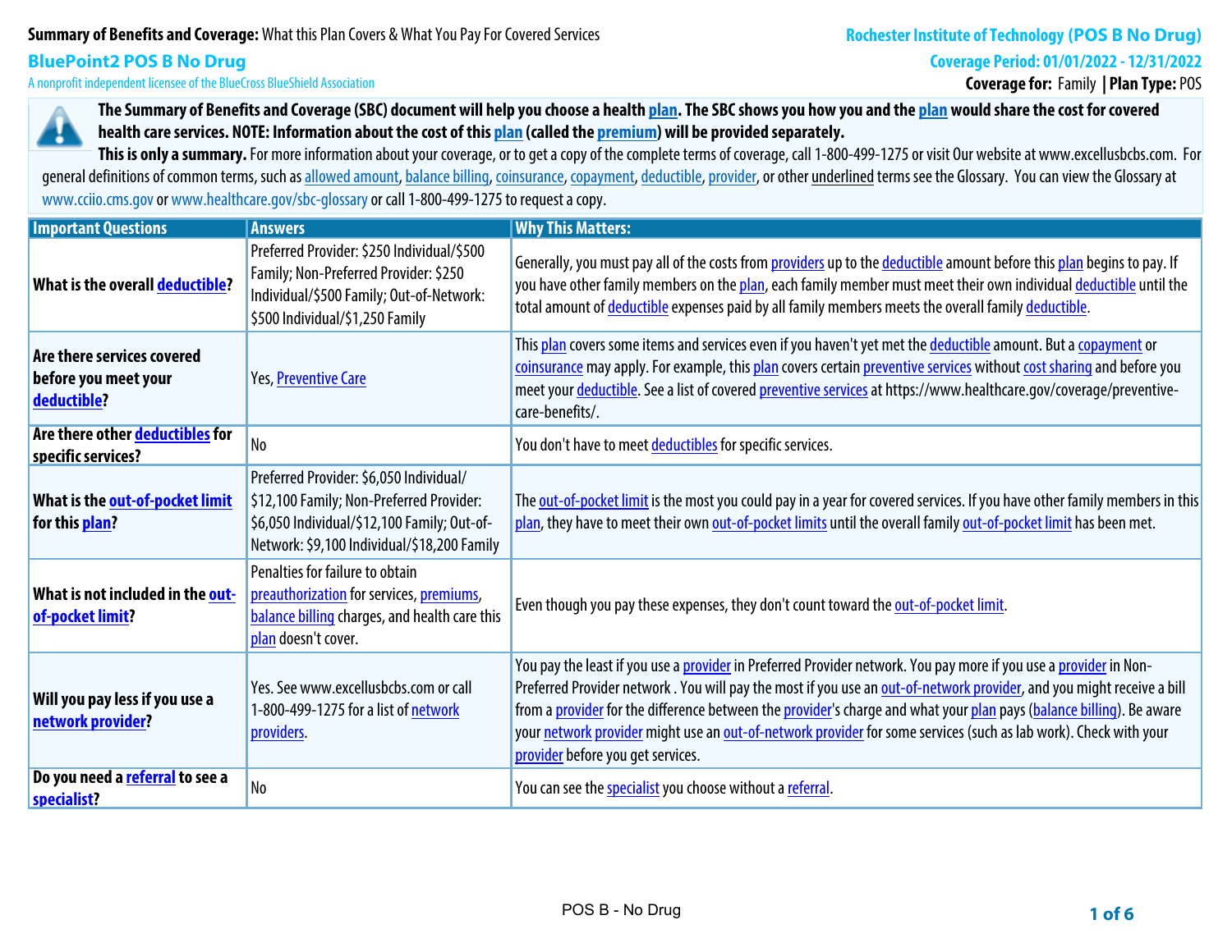**Summary of Benefits and Coverage:** What this Plan Covers & What You Pay For Covered Services

**Rochester Institute of Technology (POS B No Drug)**

## BluePoint2 POS B No Drug

A nonprofit independent licensee of the BlueCross BlueShield Association

**Coverage Period: 01/01/2022 - 12/31/2022**

**Coverage for:** Family | **Plan Type:** POS

**The Summary of Benefits and Coverage (SBC) document will help you choose a health plan. The SBC shows you how you and the plan would share the cost for covered health care services. NOTE: Information about the cost of this plan (called the premium) will be provided separately.**

**This is only a summary.** For more information about your coverage, or to get a copy of the complete terms of coverage, call 1-800-499-1275 or visit Our website at www.excellusbcbs.com. For general definitions of common terms, such as allowed amount, balance billing, coinsurance, copayment, deductible, provider, or other underlined terms see the Glossary. You can view the Glossary at www.cciio.cms.gov or www.healthcare.gov/sbc-glossary or call 1-800-499-1275 to request a copy.

| Important Questions | Answers | Why This Matters: |
|---|---|---|
| **What is the overall deductible?** | Preferred Provider: $250 Individual/$500 Family; Non-Preferred Provider: $250 Individual/$500 Family; Out-of-Network: $500 Individual/$1,250 Family | Generally, you must pay all of the costs from providers up to the deductible amount before this plan begins to pay. If you have other family members on the plan, each family member must meet their own individual deductible until the total amount of deductible expenses paid by all family members meets the overall family deductible. |
| **Are there services covered before you meet your deductible?** | Yes, Preventive Care | This plan covers some items and services even if you haven't yet met the deductible amount. But a copayment or coinsurance may apply. For example, this plan covers certain preventive services without cost sharing and before you meet your deductible. See a list of covered preventive services at https://www.healthcare.gov/coverage/preventive-care-benefits/. |
| **Are there other deductibles for specific services?** | No | You don't have to meet deductibles for specific services. |
| **What is the out-of-pocket limit for this plan?** | Preferred Provider: $6,050 Individual/ $12,100 Family; Non-Preferred Provider: $6,050 Individual/$12,100 Family; Out-of-Network: $9,100 Individual/$18,200 Family | The out-of-pocket limit is the most you could pay in a year for covered services. If you have other family members in this plan, they have to meet their own out-of-pocket limits until the overall family out-of-pocket limit has been met. |
| **What is not included in the out-of-pocket limit?** | Penalties for failure to obtain preauthorization for services, premiums, balance billing charges, and health care this plan doesn't cover. | Even though you pay these expenses, they don't count toward the out-of-pocket limit. |
| **Will you pay less if you use a network provider?** | Yes. See www.excellusbcbs.com or call 1-800-499-1275 for a list of network providers. | You pay the least if you use a provider in Preferred Provider network. You pay more if you use a provider in Non-Preferred Provider network . You will pay the most if you use an out-of-network provider, and you might receive a bill from a provider for the difference between the provider's charge and what your plan pays (balance billing). Be aware your network provider might use an out-of-network provider for some services (such as lab work). Check with your provider before you get services. |
| **Do you need a referral to see a specialist?** | No | You can see the specialist you choose without a referral. |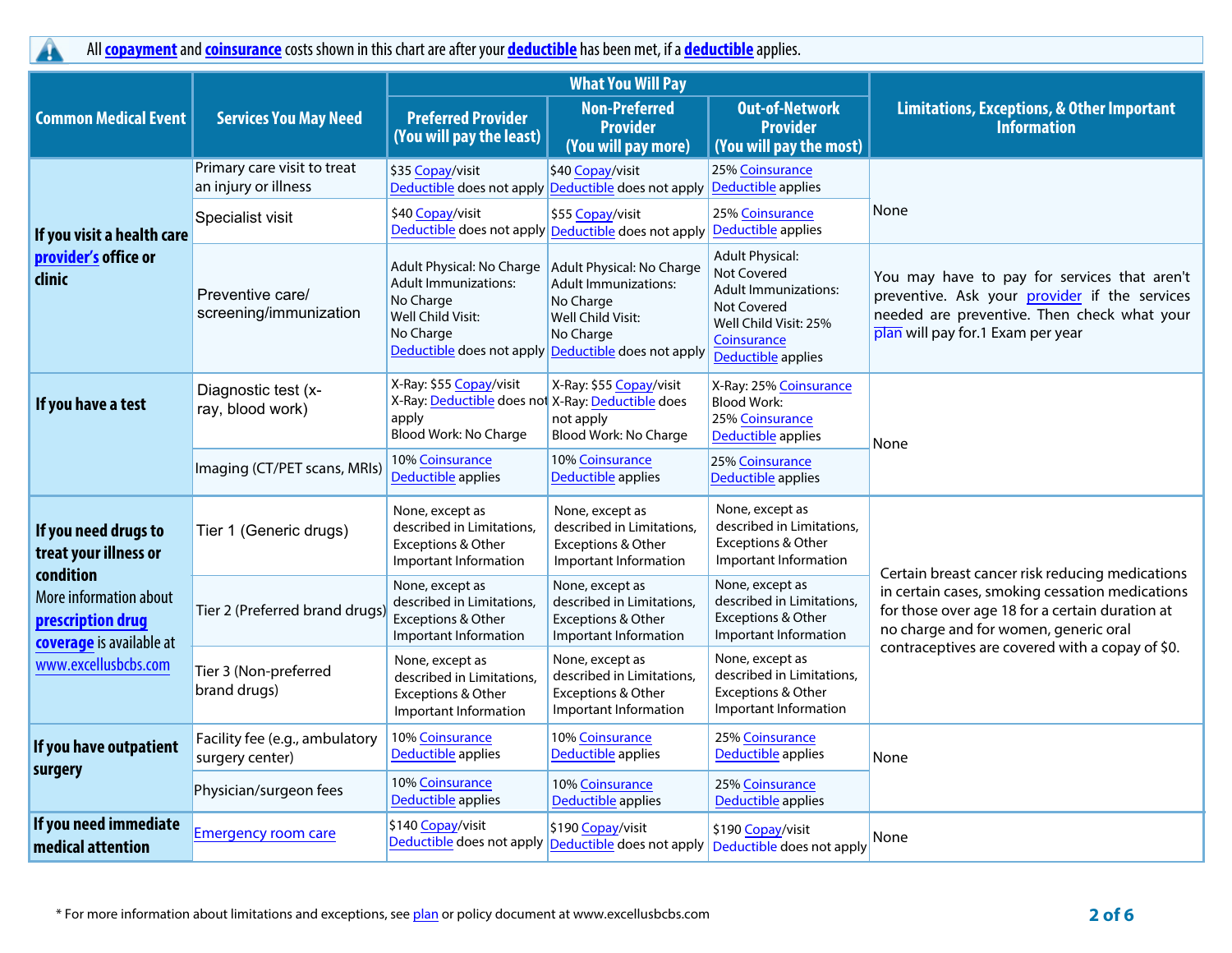All **copayment** and **coinsurance** costs shown in this chart are after your **deductible** has been met, if a **deductible** applies.

| Common Medical Event | Services You May Need | What You Will Pay | | | Limitations, Exceptions, & Other Important Information |
|---|---|---|---|---|---|
| | | Preferred Provider (You will pay the least) | Non-Preferred Provider (You will pay more) | Out-of-Network Provider (You will pay the most) | |
| If you visit a health care provider's office or clinic | Primary care visit to treat an injury or illness | $35 Copay/visit Deductible does not apply | $40 Copay/visit Deductible does not apply | 25% Coinsurance Deductible applies | None |
| | Specialist visit | $40 Copay/visit Deductible does not apply | $55 Copay/visit Deductible does not apply | 25% Coinsurance Deductible applies | |
| | Preventive care/ screening/immunization | Adult Physical: No Charge Adult Immunizations: No Charge Well Child Visit: No Charge Deductible does not apply | Adult Physical: No Charge Adult Immunizations: No Charge Well Child Visit: No Charge Deductible does not apply | Adult Physical: Not Covered Adult Immunizations: Not Covered Well Child Visit: 25% Coinsurance Deductible applies | You may have to pay for services that aren't preventive. Ask your provider if the services needed are preventive. Then check what your plan will pay for.1 Exam per year |
| If you have a test | Diagnostic test (x-ray, blood work) | X-Ray: $55 Copay/visit X-Ray: Deductible does not apply Blood Work: No Charge | X-Ray: $55 Copay/visit X-Ray: Deductible does not apply Blood Work: No Charge | X-Ray: 25% Coinsurance Blood Work: 25% Coinsurance Deductible applies | None |
| | Imaging (CT/PET scans, MRIs) | 10% Coinsurance Deductible applies | 10% Coinsurance Deductible applies | 25% Coinsurance Deductible applies | |
| If you need drugs to treat your illness or condition More information about **prescription drug coverage** is available at www.excellusbcbs.com | Tier 1 (Generic drugs) | None, except as described in Limitations, Exceptions & Other Important Information | None, except as described in Limitations, Exceptions & Other Important Information | None, except as described in Limitations, Exceptions & Other Important Information | Certain breast cancer risk reducing medications in certain cases, smoking cessation medications for those over age 18 for a certain duration at no charge and for women, generic oral contraceptives are covered with a copay of $0. |
| | Tier 2 (Preferred brand drugs) | None, except as described in Limitations, Exceptions & Other Important Information | None, except as described in Limitations, Exceptions & Other Important Information | None, except as described in Limitations, Exceptions & Other Important Information | |
| | Tier 3 (Non-preferred brand drugs) | None, except as described in Limitations, Exceptions & Other Important Information | None, except as described in Limitations, Exceptions & Other Important Information | None, except as described in Limitations, Exceptions & Other Important Information | |
| If you have outpatient surgery | Facility fee (e.g., ambulatory surgery center) | 10% Coinsurance Deductible applies | 10% Coinsurance Deductible applies | 25% Coinsurance Deductible applies | None |
| | Physician/surgeon fees | 10% Coinsurance Deductible applies | 10% Coinsurance Deductible applies | 25% Coinsurance Deductible applies | |
| If you need immediate medical attention | Emergency room care | $140 Copay/visit Deductible does not apply | $190 Copay/visit Deductible does not apply | $190 Copay/visit Deductible does not apply | None |

* For more information about limitations and exceptions, see plan or policy document at www.excellusbcbs.com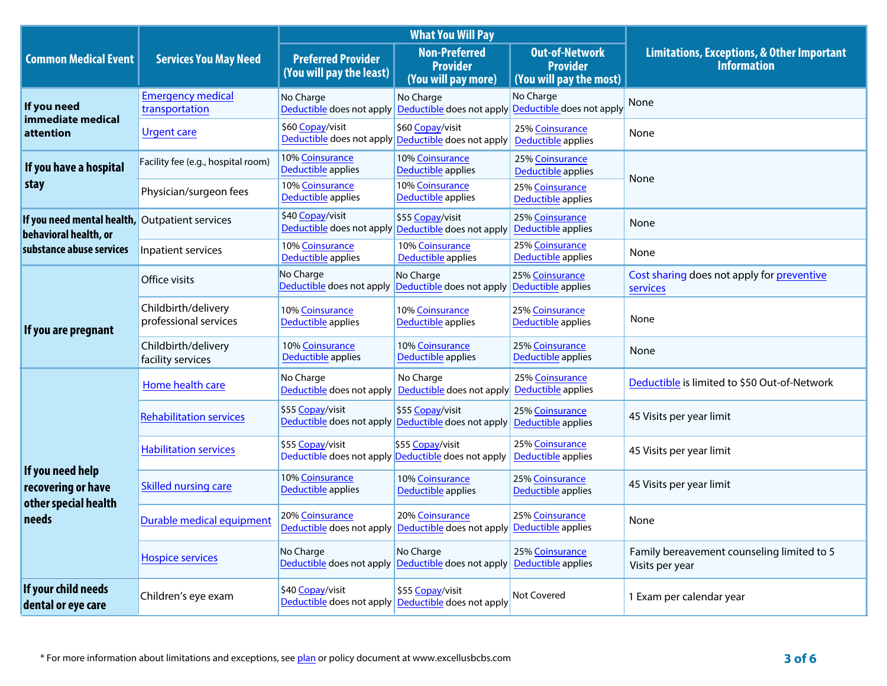| Common Medical Event | Services You May Need | What You Will Pay | | | Limitations, Exceptions, & Other Important Information |
|---|---|---|---|---|---|
| | | Preferred Provider (You will pay the least) | Non-Preferred Provider (You will pay more) | Out-of-Network Provider (You will pay the most) | |
| If you need immediate medical attention | Emergency medical transportation | No Charge Deductible does not apply | No Charge Deductible does not apply | No Charge Deductible does not apply | None |
| | Urgent care | $60 Copay/visit Deductible does not apply | $60 Copay/visit Deductible does not apply | 25% Coinsurance Deductible applies | None |
| If you have a hospital stay | Facility fee (e.g., hospital room) | 10% Coinsurance Deductible applies | 10% Coinsurance Deductible applies | 25% Coinsurance Deductible applies | None |
| | Physician/surgeon fees | 10% Coinsurance Deductible applies | 10% Coinsurance Deductible applies | 25% Coinsurance Deductible applies | |
| If you need mental health, behavioral health, or substance abuse services | Outpatient services | $40 Copay/visit Deductible does not apply | $55 Copay/visit Deductible does not apply | 25% Coinsurance Deductible applies | None |
| | Inpatient services | 10% Coinsurance Deductible applies | 10% Coinsurance Deductible applies | 25% Coinsurance Deductible applies | None |
| If you are pregnant | Office visits | No Charge Deductible does not apply | No Charge Deductible does not apply | 25% Coinsurance Deductible applies | Cost sharing does not apply for preventive services |
| | Childbirth/delivery professional services | 10% Coinsurance Deductible applies | 10% Coinsurance Deductible applies | 25% Coinsurance Deductible applies | None |
| | Childbirth/delivery facility services | 10% Coinsurance Deductible applies | 10% Coinsurance Deductible applies | 25% Coinsurance Deductible applies | None |
| If you need help recovering or have other special health needs | Home health care | No Charge Deductible does not apply | No Charge Deductible does not apply | 25% Coinsurance Deductible applies | Deductible is limited to $50 Out-of-Network |
| | Rehabilitation services | $55 Copay/visit Deductible does not apply | $55 Copay/visit Deductible does not apply | 25% Coinsurance Deductible applies | 45 Visits per year limit |
| | Habilitation services | $55 Copay/visit Deductible does not apply | $55 Copay/visit Deductible does not apply | 25% Coinsurance Deductible applies | 45 Visits per year limit |
| | Skilled nursing care | 10% Coinsurance Deductible applies | 10% Coinsurance Deductible applies | 25% Coinsurance Deductible applies | 45 Visits per year limit |
| | Durable medical equipment | 20% Coinsurance Deductible does not apply | 20% Coinsurance Deductible does not apply | 25% Coinsurance Deductible applies | None |
| | Hospice services | No Charge Deductible does not apply | No Charge Deductible does not apply | 25% Coinsurance Deductible applies | Family bereavement counseling limited to 5 Visits per year |
| If your child needs dental or eye care | Children's eye exam | $40 Copay/visit Deductible does not apply | $55 Copay/visit Deductible does not apply | Not Covered | 1 Exam per calendar year |

* For more information about limitations and exceptions, see plan or policy document at www.excellusbcbs.com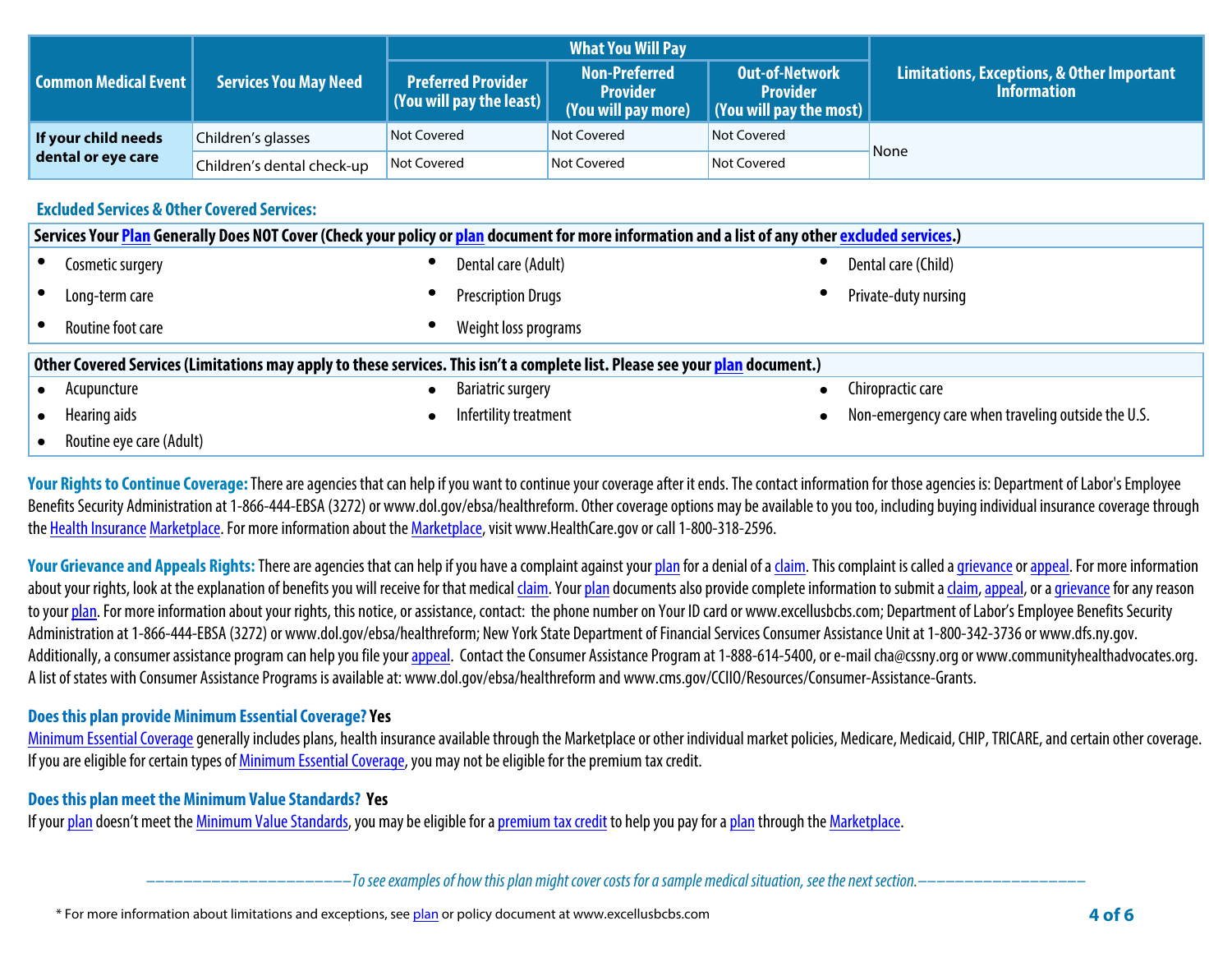| Common Medical Event | Services You May Need | What You Will Pay | | | Limitations, Exceptions, & Other Important Information |
|---|---|---|---|---|---|
| | | Preferred Provider (You will pay the least) | Non-Preferred Provider (You will pay more) | Out-of-Network Provider (You will pay the most) | |
| **If your child needs dental or eye care** | Children's glasses | Not Covered | Not Covered | Not Covered | None |
| | Children's dental check-up | Not Covered | Not Covered | Not Covered | |

### Excluded Services & Other Covered Services:

**Services Your Plan Generally Does NOT Cover (Check your policy or plan document for more information and a list of any other excluded services.)**

- Cosmetic surgery
- Dental care (Adult)
- Dental care (Child)
- Long-term care
- Prescription Drugs
- Private-duty nursing
- Routine foot care
- Weight loss programs

**Other Covered Services (Limitations may apply to these services. This isn't a complete list. Please see your plan document.)**

- Acupuncture
- Bariatric surgery
- Chiropractic care
- Hearing aids
- Infertility treatment
- Non-emergency care when traveling outside the U.S.
- Routine eye care (Adult)

**Your Rights to Continue Coverage:** There are agencies that can help if you want to continue your coverage after it ends. The contact information for those agencies is: Department of Labor's Employee Benefits Security Administration at 1-866-444-EBSA (3272) or www.dol.gov/ebsa/healthreform. Other coverage options may be available to you too, including buying individual insurance coverage through the Health Insurance Marketplace. For more information about the Marketplace, visit www.HealthCare.gov or call 1-800-318-2596.

**Your Grievance and Appeals Rights:** There are agencies that can help if you have a complaint against your plan for a denial of a claim. This complaint is called a grievance or appeal. For more information about your rights, look at the explanation of benefits you will receive for that medical claim. Your plan documents also provide complete information to submit a claim, appeal, or a grievance for any reason to your plan. For more information about your rights, this notice, or assistance, contact: the phone number on Your ID card or www.excellusbcbs.com; Department of Labor's Employee Benefits Security Administration at 1-866-444-EBSA (3272) or www.dol.gov/ebsa/healthreform; New York State Department of Financial Services Consumer Assistance Unit at 1-800-342-3736 or www.dfs.ny.gov. Additionally, a consumer assistance program can help you file your appeal. Contact the Consumer Assistance Program at 1-888-614-5400, or e-mail cha@cssny.org or www.communityhealthadvocates.org. A list of states with Consumer Assistance Programs is available at: www.dol.gov/ebsa/healthreform and www.cms.gov/CCIIO/Resources/Consumer-Assistance-Grants.

**Does this plan provide Minimum Essential Coverage? Yes**

Minimum Essential Coverage generally includes plans, health insurance available through the Marketplace or other individual market policies, Medicare, Medicaid, CHIP, TRICARE, and certain other coverage. If you are eligible for certain types of Minimum Essential Coverage, you may not be eligible for the premium tax credit.

**Does this plan meet the Minimum Value Standards? Yes**

If your plan doesn't meet the Minimum Value Standards, you may be eligible for a premium tax credit to help you pay for a plan through the Marketplace.

*——————————————To see examples of how this plan might cover costs for a sample medical situation, see the next section.——————————————*

\* For more information about limitations and exceptions, see plan or policy document at www.excellusbcbs.com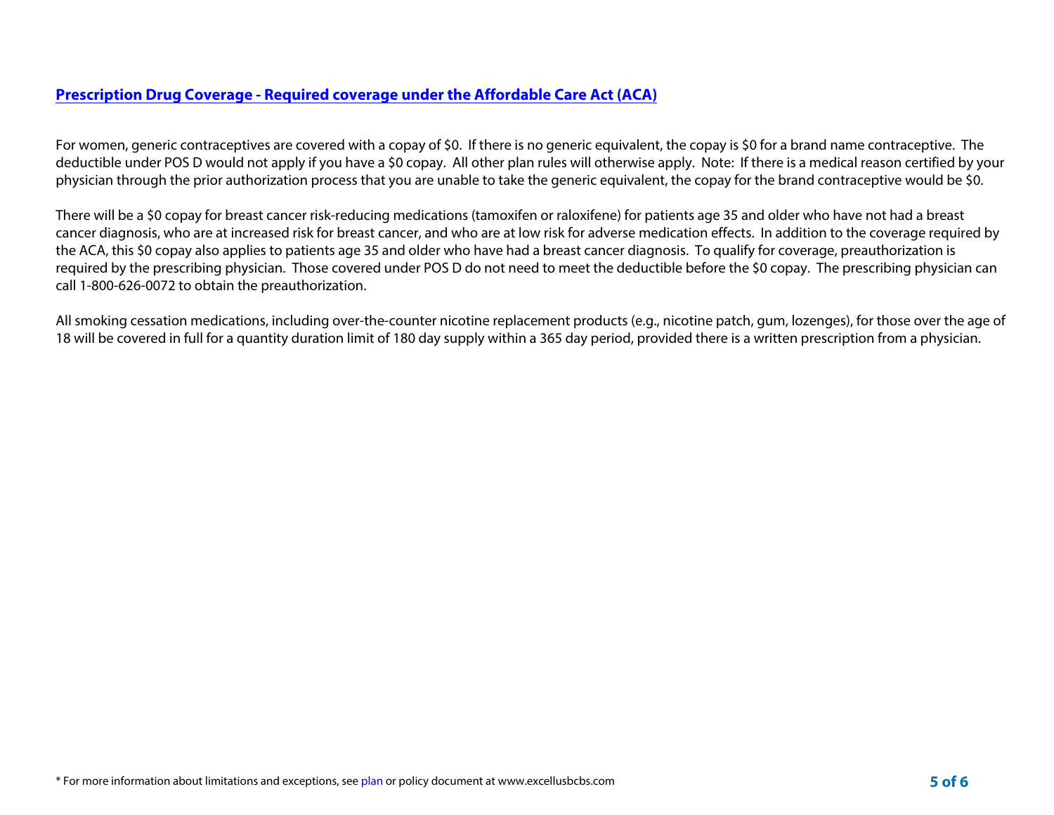## Prescription Drug Coverage - Required coverage under the Affordable Care Act (ACA)

For women, generic contraceptives are covered with a copay of $0. If there is no generic equivalent, the copay is $0 for a brand name contraceptive. The deductible under POS D would not apply if you have a $0 copay. All other plan rules will otherwise apply. Note: If there is a medical reason certified by your physician through the prior authorization process that you are unable to take the generic equivalent, the copay for the brand contraceptive would be $0.

There will be a $0 copay for breast cancer risk-reducing medications (tamoxifen or raloxifene) for patients age 35 and older who have not had a breast cancer diagnosis, who are at increased risk for breast cancer, and who are at low risk for adverse medication effects. In addition to the coverage required by the ACA, this $0 copay also applies to patients age 35 and older who have had a breast cancer diagnosis. To qualify for coverage, preauthorization is required by the prescribing physician. Those covered under POS D do not need to meet the deductible before the $0 copay. The prescribing physician can call 1-800-626-0072 to obtain the preauthorization.

All smoking cessation medications, including over-the-counter nicotine replacement products (e.g., nicotine patch, gum, lozenges), for those over the age of 18 will be covered in full for a quantity duration limit of 180 day supply within a 365 day period, provided there is a written prescription from a physician.

* For more information about limitations and exceptions, see plan or policy document at www.excellusbcbs.com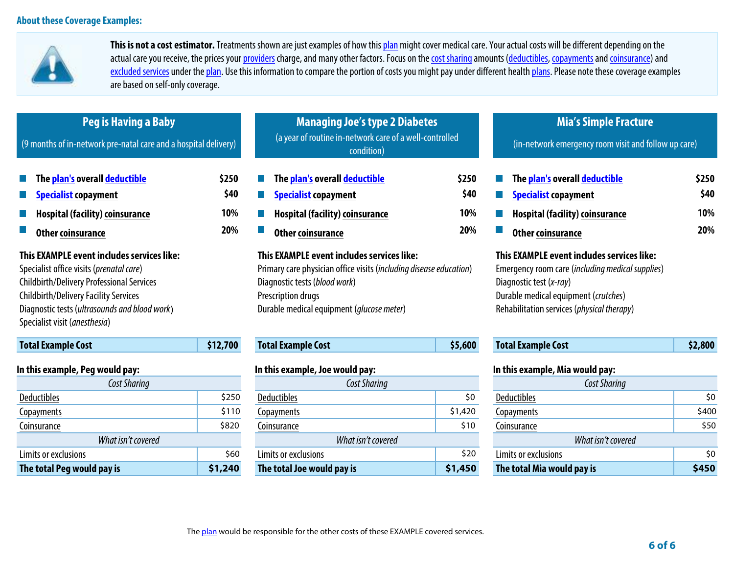## About these Coverage Examples:

**This is not a cost estimator.** Treatments shown are just examples of how this plan might cover medical care. Your actual costs will be different depending on the actual care you receive, the prices your providers charge, and many other factors. Focus on the cost sharing amounts (deductibles, copayments and coinsurance) and excluded services under the plan. Use this information to compare the portion of costs you might pay under different health plans. Please note these coverage examples are based on self-only coverage.

### Peg is Having a Baby

(9 months of in-network pre-natal care and a hospital delivery)

| | |
|---|---|
| **The plan's overall deductible** | **$250** |
| **Specialist copayment** | **$40** |
| **Hospital (facility) coinsurance** | **10%** |
| **Other coinsurance** | **20%** |

**This EXAMPLE event includes services like:**
Specialist office visits (*prenatal care*)
Childbirth/Delivery Professional Services
Childbirth/Delivery Facility Services
Diagnostic tests (*ultrasounds and blood work*)
Specialist visit (*anesthesia*)

| **Total Example Cost** | **$12,700** |
|---|---|

**In this example, Peg would pay:**

| *Cost Sharing* | |
|---|---|
| Deductibles | $250 |
| Copayments | $110 |
| Coinsurance | $820 |
| *What isn't covered* | |
| Limits or exclusions | $60 |
| **The total Peg would pay is** | **$1,240** |

### Managing Joe's type 2 Diabetes

(a year of routine in-network care of a well-controlled condition)

| | |
|---|---|
| **The plan's overall deductible** | **$250** |
| **Specialist copayment** | **$40** |
| **Hospital (facility) coinsurance** | **10%** |
| **Other coinsurance** | **20%** |

**This EXAMPLE event includes services like:**
Primary care physician office visits (*including disease education*)
Diagnostic tests (*blood work*)
Prescription drugs
Durable medical equipment (*glucose meter*)

| **Total Example Cost** | **$5,600** |
|---|---|

**In this example, Joe would pay:**

| *Cost Sharing* | |
|---|---|
| Deductibles | $0 |
| Copayments | $1,420 |
| Coinsurance | $10 |
| *What isn't covered* | |
| Limits or exclusions | $20 |
| **The total Joe would pay is** | **$1,450** |

### Mia's Simple Fracture

(in-network emergency room visit and follow up care)

| | |
|---|---|
| **The plan's overall deductible** | **$250** |
| **Specialist copayment** | **$40** |
| **Hospital (facility) coinsurance** | **10%** |
| **Other coinsurance** | **20%** |

**This EXAMPLE event includes services like:**
Emergency room care (*including medical supplies*)
Diagnostic test (*x-ray*)
Durable medical equipment (*crutches*)
Rehabilitation services (*physical therapy*)

| **Total Example Cost** | **$2,800** |
|---|---|

**In this example, Mia would pay:**

| *Cost Sharing* | |
|---|---|
| Deductibles | $0 |
| Copayments | $400 |
| Coinsurance | $50 |
| *What isn't covered* | |
| Limits or exclusions | $0 |
| **The total Mia would pay is** | **$450** |

The plan would be responsible for the other costs of these EXAMPLE covered services.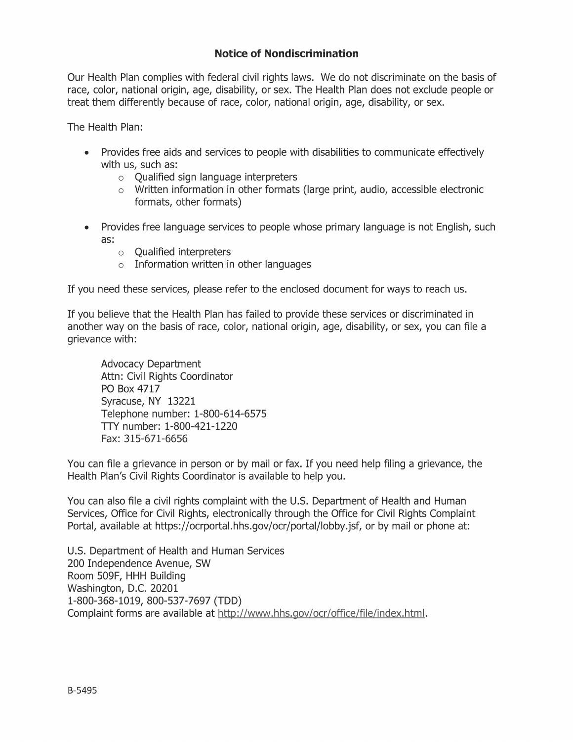## Notice of Nondiscrimination

Our Health Plan complies with federal civil rights laws. We do not discriminate on the basis of race, color, national origin, age, disability, or sex. The Health Plan does not exclude people or treat them differently because of race, color, national origin, age, disability, or sex.

The Health Plan:

- Provides free aids and services to people with disabilities to communicate effectively with us, such as:
  - Qualified sign language interpreters
  - Written information in other formats (large print, audio, accessible electronic formats, other formats)
- Provides free language services to people whose primary language is not English, such as:
  - Qualified interpreters
  - Information written in other languages

If you need these services, please refer to the enclosed document for ways to reach us.

If you believe that the Health Plan has failed to provide these services or discriminated in another way on the basis of race, color, national origin, age, disability, or sex, you can file a grievance with:

> Advocacy Department  
> Attn: Civil Rights Coordinator  
> PO Box 4717  
> Syracuse, NY 13221  
> Telephone number: 1-800-614-6575  
> TTY number: 1-800-421-1220  
> Fax: 315-671-6656

You can file a grievance in person or by mail or fax. If you need help filing a grievance, the Health Plan's Civil Rights Coordinator is available to help you.

You can also file a civil rights complaint with the U.S. Department of Health and Human Services, Office for Civil Rights, electronically through the Office for Civil Rights Complaint Portal, available at https://ocrportal.hhs.gov/ocr/portal/lobby.jsf, or by mail or phone at:

U.S. Department of Health and Human Services  
200 Independence Avenue, SW  
Room 509F, HHH Building  
Washington, D.C. 20201  
1-800-368-1019, 800-537-7697 (TDD)  
Complaint forms are available at http://www.hhs.gov/ocr/office/file/index.html.

B-5495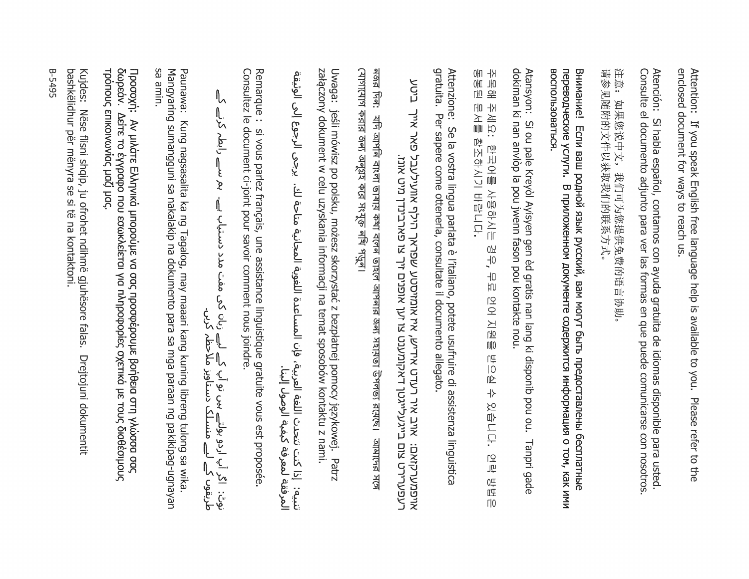Attention: If you speak English free language help is available to you. Please refer to the enclosed document for ways to reach us.

Atención: Si habla español, contamos con ayuda gratuita de idiomas disponible para usted. Consulte el documento adjunto para ver las formas en que puede comunicarse con nosotros.

注意：如果您说中文，我们可为您提供免费的语言协助。请参见随附的文件以获取我们的联系方式。

**Внимание! Если ваш родной язык русский, вам могут быть предоставлены бесплатные переводческие услуги. В приложенном документе содержится информация о том, как ими воспользоваться.**

Atansyon: Si ou pale Kreyòl Ayisyen gen èd gratis nan lang ki disponib pou ou. Tanpri gade dokiman ki nan anvlòp la pou jwenn fason pou kontakte nou.

주목해 주세요: 한국어를 사용하시는 경우, 무료 언어 지원을 받으실 수 있습니다. 연락 방법은 동봉된 문서를 참조하시기 바랍니다.

Attenzione: Se la vostra lingua parlata è l'italiano, potete usufruire di assistenza linguistica gratuita. Per sapere come ottenerla, consultate il documento allegato.

אויפמערקזאם: אויב איר רעדט אידיש, איז פארהאן פאר אייך שפראך הילף אומזיסט. ביטע זעט דעם בייגעלייגטן דאקומענט צו געפינען אויס וויאזוי צו פארבינדן מיט אונז.

দৃষ্টি দিন: যদি আপনি বাংলা ভাষায় কথা বলেন তাহলে আপনার জন্য বিনামূল্যে ভাষা সহায়তা উপলব্ধ রয়েছে। আমাদের সঙ্গে যোগাযোগ করার উপায় জানতে সংযুক্ত নথি পড়ুন।

Uwaga: jeśli mówisz po polsku, możesz skorzystać z bezpłatnej pomocy językowej. Patrz załączony dokument w celu uzyskania informacji na temat sposobów kontaktu z nami.

تنبيه: إذا كنت تتحدث اللغة العربية، فإن المساعدة اللغوية المجانية متاحة لك. يرجى الرجوع إلى الوثيقة المرفقة لمعرفة كيفية الوصول إلينا.

Remarque : si vous parlez français, une assistance linguistique gratuite vous est proposée. Consultez le document ci-joint pour savoir comment nous joindre.

نوٹ: اگر آپ اردو بولتے ہیں تو آپ کے لیے زبان کی مفت مدد دستیاب ہے۔ ہم سے رابطہ کرنے کے طریقوں کے لیے منسلک دستاویز ملاحظہ کریں۔

Paunawa: Kung nagsasalita ka ng Tagalog, may maaari kang kuning libreng tulong sa wika. Mangyaring sumangguni sa nakalakip na dokumento para sa mga paraan ng pakikipag-ugnayan sa amin.

**Προσοχή: Αν μιλάτε Ελληνικά μπορούμε να σας προσφέρουμε βοήθεια στη γλώσσα σας δωρεάν. Δείτε το έγγραφο που εσωκλείεται για πληροφορίες σχετικά με τους διαθέσιμους τρόπους επικοινωνίας μαζί μας.**

Kujdes: Nëse flisni shqip, ju ofrohet ndihmë gjuhësore falas. Drejtojuni dokumentit bashkëlidhur për mënyra se si të na kontaktoni.

B-5495